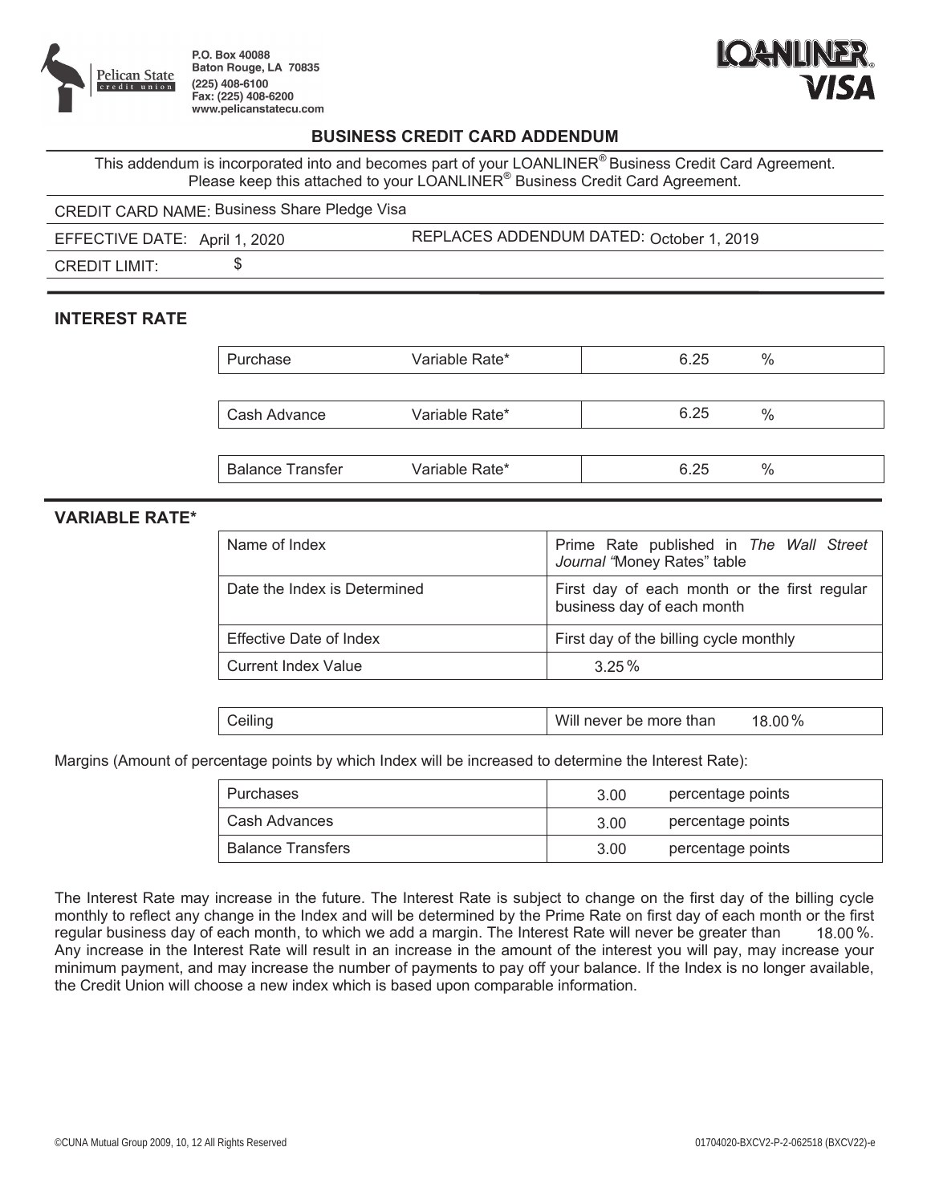P.O. Box 40088
Baton Rouge, LA 70835
(225) 408-6100
Fax: (225) 408-6200
www.pelicanstatecu.com

LOANLINER VISA

# BUSINESS CREDIT CARD ADDENDUM

This addendum is incorporated into and becomes part of your LOANLINER® Business Credit Card Agreement. Please keep this attached to your LOANLINER® Business Credit Card Agreement.

CREDIT CARD NAME: Business Share Pledge Visa

EFFECTIVE DATE: April 1, 2020 | REPLACES ADDENDUM DATED: October 1, 2019

CREDIT LIMIT: $

## INTEREST RATE

| | | |
|---|---|---|
| Purchase | Variable Rate* | 6.25 % |
| Cash Advance | Variable Rate* | 6.25 % |
| Balance Transfer | Variable Rate* | 6.25 % |

## VARIABLE RATE*

| | |
|---|---|
| Name of Index | Prime Rate published in *The Wall Street Journal* "Money Rates" table |
| Date the Index is Determined | First day of each month or the first regular business day of each month |
| Effective Date of Index | First day of the billing cycle monthly |
| Current Index Value | 3.25 % |

| | |
|---|---|
| Ceiling | Will never be more than 18.00 % |

Margins (Amount of percentage points by which Index will be increased to determine the Interest Rate):

| | |
|---|---|
| Purchases | 3.00 percentage points |
| Cash Advances | 3.00 percentage points |
| Balance Transfers | 3.00 percentage points |

The Interest Rate may increase in the future. The Interest Rate is subject to change on the first day of the billing cycle monthly to reflect any change in the Index and will be determined by the Prime Rate on first day of each month or the first regular business day of each month, to which we add a margin. The Interest Rate will never be greater than 18.00 %. Any increase in the Interest Rate will result in an increase in the amount of the interest you will pay, may increase your minimum payment, and may increase the number of payments to pay off your balance. If the Index is no longer available, the Credit Union will choose a new index which is based upon comparable information.

©CUNA Mutual Group 2009, 10, 12 All Rights Reserved

01704020-BXCV2-P-2-062518 (BXCV22)-e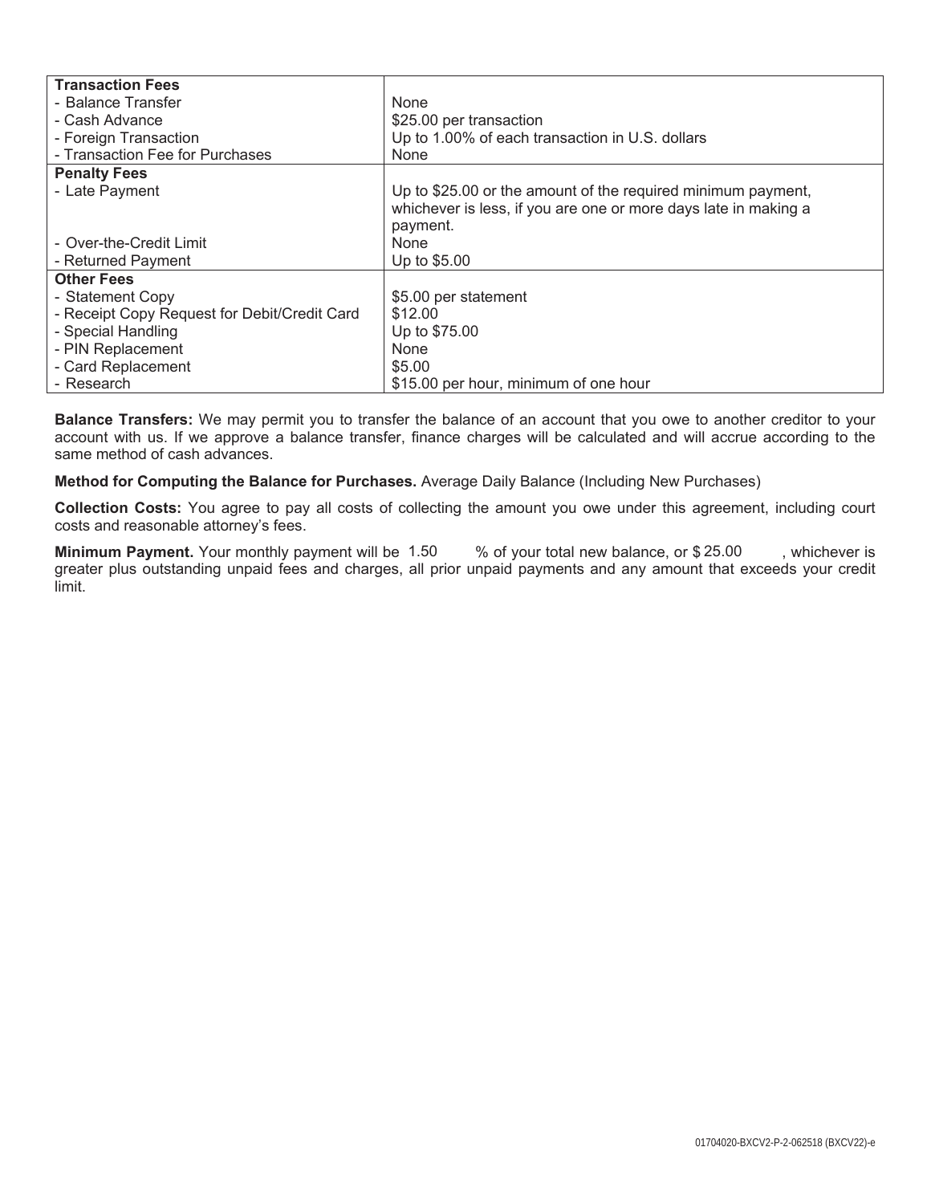| | |
|---|---|
| **Transaction Fees** | |
| - Balance Transfer | None |
| - Cash Advance | $25.00 per transaction |
| - Foreign Transaction | Up to 1.00% of each transaction in U.S. dollars |
| - Transaction Fee for Purchases | None |
| **Penalty Fees** | |
| - Late Payment | Up to $25.00 or the amount of the required minimum payment, whichever is less, if you are one or more days late in making a payment. |
| - Over-the-Credit Limit | None |
| - Returned Payment | Up to $5.00 |
| **Other Fees** | |
| - Statement Copy | $5.00 per statement |
| - Receipt Copy Request for Debit/Credit Card | $12.00 |
| - Special Handling | Up to $75.00 |
| - PIN Replacement | None |
| - Card Replacement | $5.00 |
| - Research | $15.00 per hour, minimum of one hour |

**Balance Transfers:** We may permit you to transfer the balance of an account that you owe to another creditor to your account with us. If we approve a balance transfer, finance charges will be calculated and will accrue according to the same method of cash advances.

**Method for Computing the Balance for Purchases.** Average Daily Balance (Including New Purchases)

**Collection Costs:** You agree to pay all costs of collecting the amount you owe under this agreement, including court costs and reasonable attorney's fees.

**Minimum Payment.** Your monthly payment will be 1.50 % of your total new balance, or $ 25.00 , whichever is greater plus outstanding unpaid fees and charges, all prior unpaid payments and any amount that exceeds your credit limit.

01704020-BXCV2-P-2-062518 (BXCV22)-e